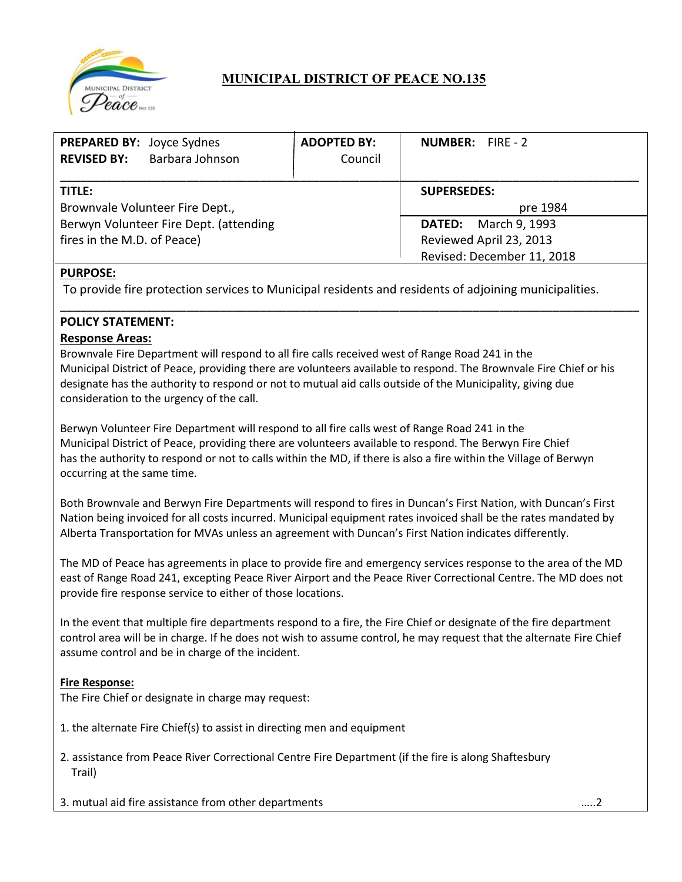# MUNICIPAL DISTRICT OF PEACE NO.135

| **PREPARED BY:** Joyce Sydnes<br>**REVISED BY:** Barbara Johnson | **ADOPTED BY:**<br>Council | **NUMBER:** FIRE - 2 |
|---|---|---|
| **TITLE:**<br>Brownvale Volunteer Fire Dept.,<br>Berwyn Volunteer Fire Dept. (attending fires in the M.D. of Peace) | | **SUPERSEDES:**<br>pre 1984<br>**DATED:** March 9, 1993<br>Reviewed April 23, 2013<br>Revised: December 11, 2018 |

## PURPOSE:

To provide fire protection services to Municipal residents and residents of adjoining municipalities.

## POLICY STATEMENT:

### Response Areas:

Brownvale Fire Department will respond to all fire calls received west of Range Road 241 in the Municipal District of Peace, providing there are volunteers available to respond. The Brownvale Fire Chief or his designate has the authority to respond or not to mutual aid calls outside of the Municipality, giving due consideration to the urgency of the call.

Berwyn Volunteer Fire Department will respond to all fire calls west of Range Road 241 in the Municipal District of Peace, providing there are volunteers available to respond. The Berwyn Fire Chief has the authority to respond or not to calls within the MD, if there is also a fire within the Village of Berwyn occurring at the same time.

Both Brownvale and Berwyn Fire Departments will respond to fires in Duncan's First Nation, with Duncan's First Nation being invoiced for all costs incurred. Municipal equipment rates invoiced shall be the rates mandated by Alberta Transportation for MVAs unless an agreement with Duncan's First Nation indicates differently.

The MD of Peace has agreements in place to provide fire and emergency services response to the area of the MD east of Range Road 241, excepting Peace River Airport and the Peace River Correctional Centre. The MD does not provide fire response service to either of those locations.

In the event that multiple fire departments respond to a fire, the Fire Chief or designate of the fire department control area will be in charge. If he does not wish to assume control, he may request that the alternate Fire Chief assume control and be in charge of the incident.

### Fire Response:

The Fire Chief or designate in charge may request:

1. the alternate Fire Chief(s) to assist in directing men and equipment

2. assistance from Peace River Correctional Centre Fire Department (if the fire is along Shaftesbury Trail)

3. mutual aid fire assistance from other departments

.....2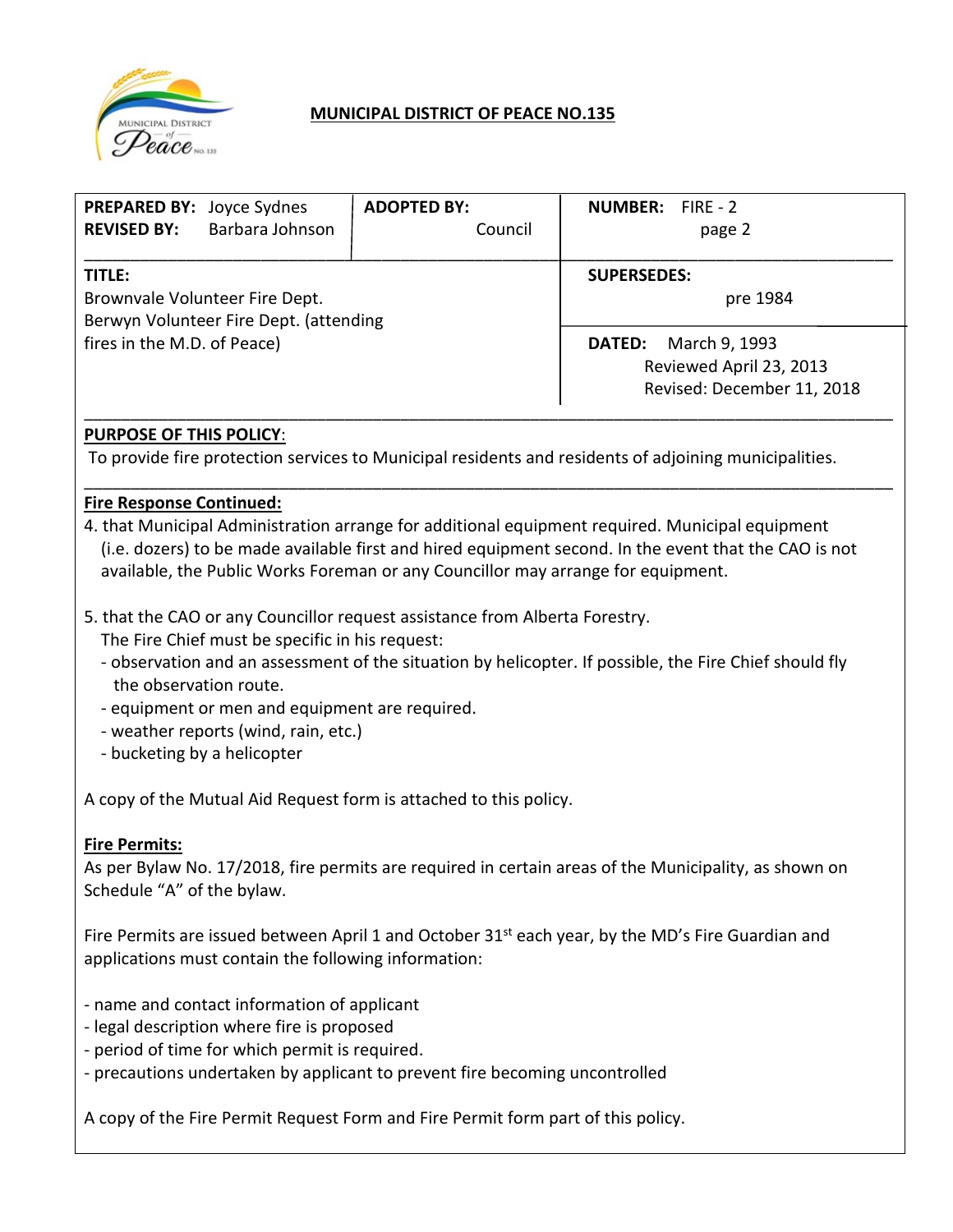**MUNICIPAL DISTRICT OF PEACE NO.135**

| **PREPARED BY:** Joyce Sydnes<br>**REVISED BY:** Barbara Johnson | **ADOPTED BY:**<br>Council | **NUMBER:** FIRE - 2<br>page 2 |
|---|---|---|
| **TITLE:**<br>Brownvale Volunteer Fire Dept.<br>Berwyn Volunteer Fire Dept. (attending fires in the M.D. of Peace) | | **SUPERSEDES:**<br>pre 1984<br><br>**DATED:** March 9, 1993<br>Reviewed April 23, 2013<br>Revised: December 11, 2018 |

**PURPOSE OF THIS POLICY**:
To provide fire protection services to Municipal residents and residents of adjoining municipalities.

**Fire Response Continued:**

4. that Municipal Administration arrange for additional equipment required. Municipal equipment (i.e. dozers) to be made available first and hired equipment second. In the event that the CAO is not available, the Public Works Foreman or any Councillor may arrange for equipment.

5. that the CAO or any Councillor request assistance from Alberta Forestry.
   The Fire Chief must be specific in his request:
   - observation and an assessment of the situation by helicopter. If possible, the Fire Chief should fly the observation route.
   - equipment or men and equipment are required.
   - weather reports (wind, rain, etc.)
   - bucketing by a helicopter

A copy of the Mutual Aid Request form is attached to this policy.

**Fire Permits:**

As per Bylaw No. 17/2018, fire permits are required in certain areas of the Municipality, as shown on Schedule "A" of the bylaw.

Fire Permits are issued between April 1 and October 31st each year, by the MD's Fire Guardian and applications must contain the following information:

- name and contact information of applicant
- legal description where fire is proposed
- period of time for which permit is required.
- precautions undertaken by applicant to prevent fire becoming uncontrolled

A copy of the Fire Permit Request Form and Fire Permit form part of this policy.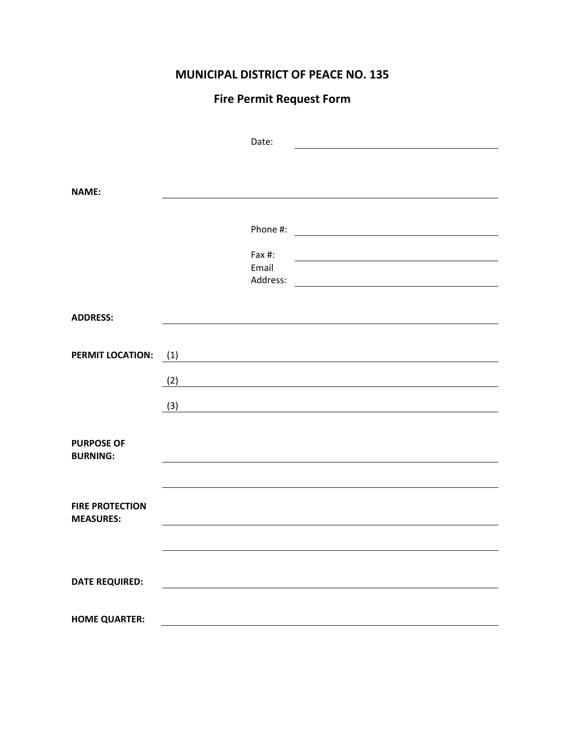# MUNICIPAL DISTRICT OF PEACE NO. 135

## Fire Permit Request Form

Date: ____________________

**NAME:** ____________________

Phone #: ____________________

Fax #: ____________________

Email Address: ____________________

**ADDRESS:** ____________________

**PERMIT LOCATION:** (1) ____________________

(2) ____________________

(3) ____________________

**PURPOSE OF BURNING:** ____________________

____________________

**FIRE PROTECTION MEASURES:** ____________________

____________________

**DATE REQUIRED:** ____________________

**HOME QUARTER:** ____________________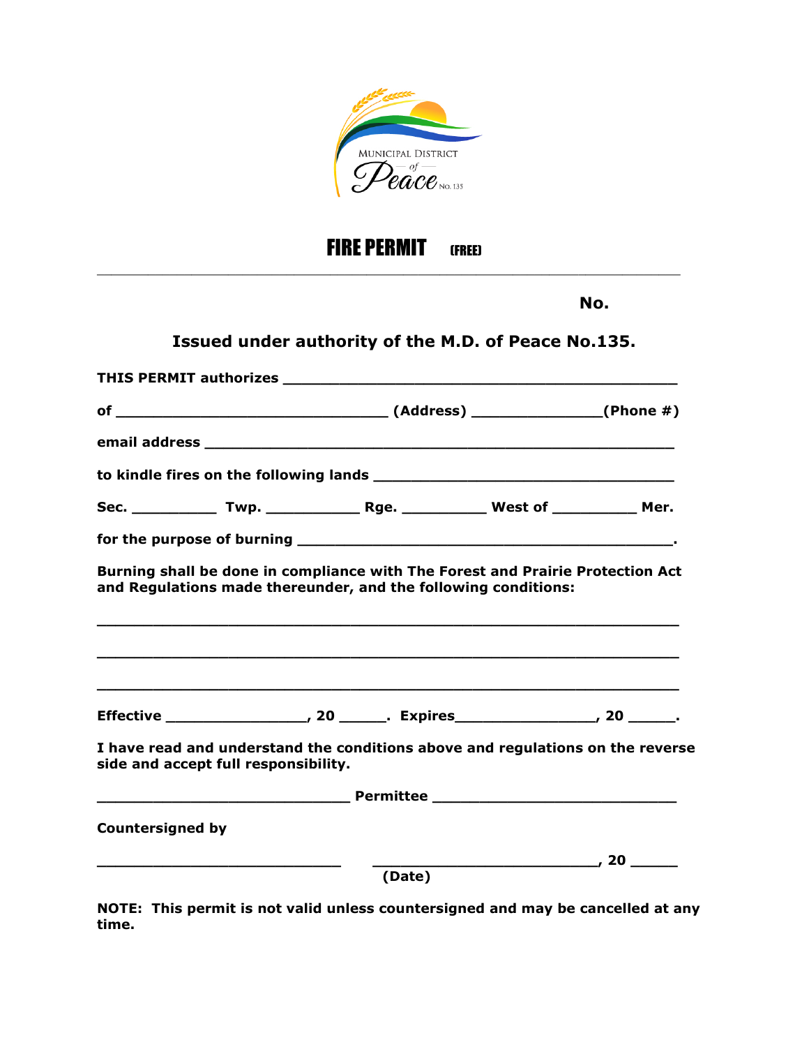MUNICIPAL DISTRICT of Peace NO. 135

# FIRE PERMIT (FREE)

---

**No.**

**Issued under authority of the M.D. of Peace No.135.**

**THIS PERMIT authorizes** ____________________________________________

**of** ______________________________ **(Address)** ______________**(Phone #)**

**email address** ____________________________________________________

**to kindle fires on the following lands** __________________________________

**Sec.** _________ **Twp.** __________ **Rge.** _________ **West of** _________ **Mer.**

**for the purpose of burning** __________________________________________.

**Burning shall be done in compliance with The Forest and Prairie Protection Act and Regulations made thereunder, and the following conditions:**

________________________________________________________________

________________________________________________________________

________________________________________________________________

**Effective** _______________, **20** _____. **Expires**_______________, **20** _____.

**I have read and understand the conditions above and regulations on the reverse side and accept full responsibility.**

____________________________ **Permittee** ___________________________

**Countersigned by**

___________________________ ________________________, **20** _____
**(Date)**

**NOTE: This permit is not valid unless countersigned and may be cancelled at any time.**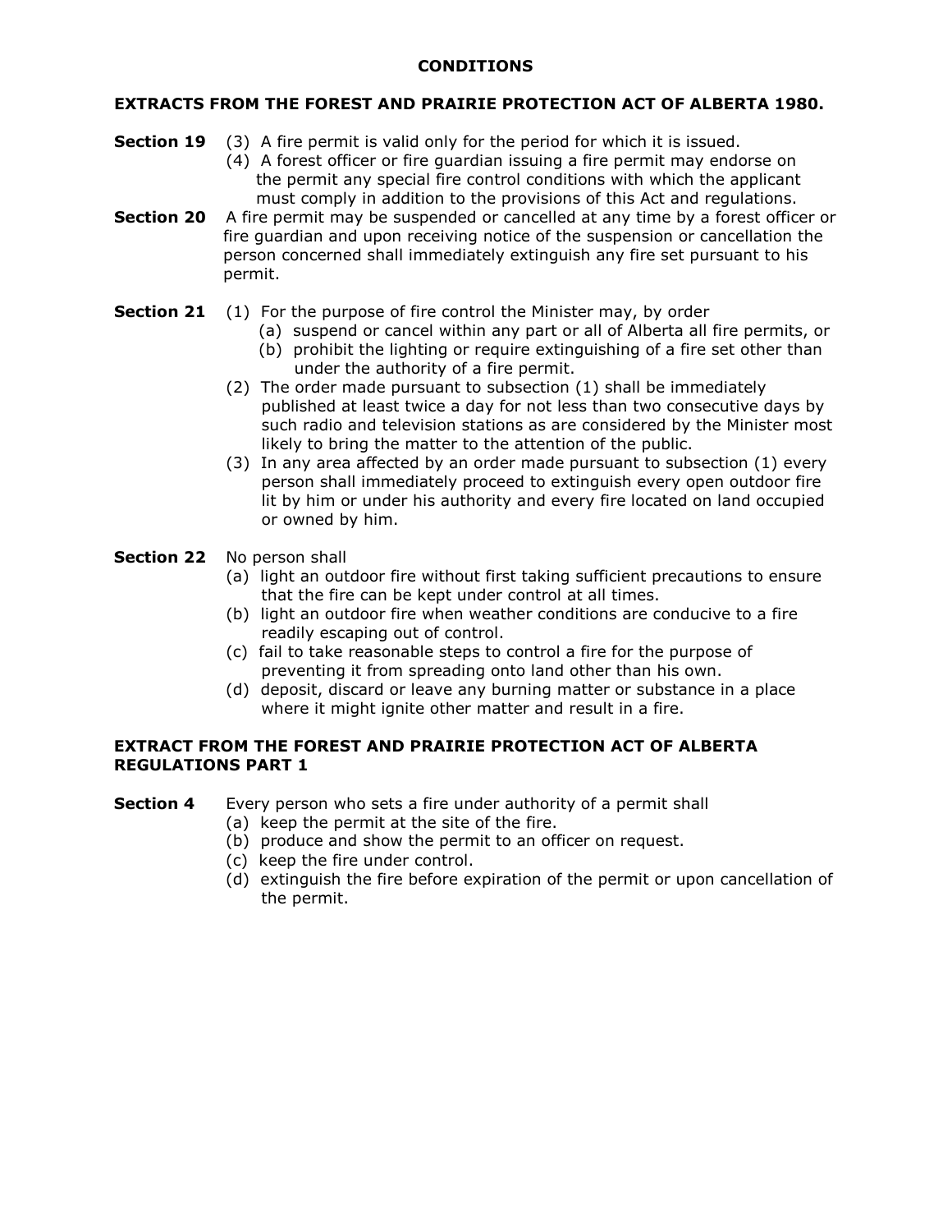# CONDITIONS

## EXTRACTS FROM THE FOREST AND PRAIRIE PROTECTION ACT OF ALBERTA 1980.

**Section 19** (3) A fire permit is valid only for the period for which it is issued.

(4) A forest officer or fire guardian issuing a fire permit may endorse on the permit any special fire control conditions with which the applicant must comply in addition to the provisions of this Act and regulations.

**Section 20** A fire permit may be suspended or cancelled at any time by a forest officer or fire guardian and upon receiving notice of the suspension or cancellation the person concerned shall immediately extinguish any fire set pursuant to his permit.

**Section 21** (1) For the purpose of fire control the Minister may, by order

- (a) suspend or cancel within any part or all of Alberta all fire permits, or
- (b) prohibit the lighting or require extinguishing of a fire set other than under the authority of a fire permit.

(2) The order made pursuant to subsection (1) shall be immediately published at least twice a day for not less than two consecutive days by such radio and television stations as are considered by the Minister most likely to bring the matter to the attention of the public.

(3) In any area affected by an order made pursuant to subsection (1) every person shall immediately proceed to extinguish every open outdoor fire lit by him or under his authority and every fire located on land occupied or owned by him.

**Section 22** No person shall

- (a) light an outdoor fire without first taking sufficient precautions to ensure that the fire can be kept under control at all times.
- (b) light an outdoor fire when weather conditions are conducive to a fire readily escaping out of control.
- (c) fail to take reasonable steps to control a fire for the purpose of preventing it from spreading onto land other than his own.
- (d) deposit, discard or leave any burning matter or substance in a place where it might ignite other matter and result in a fire.

## EXTRACT FROM THE FOREST AND PRAIRIE PROTECTION ACT OF ALBERTA REGULATIONS PART 1

**Section 4** Every person who sets a fire under authority of a permit shall

- (a) keep the permit at the site of the fire.
- (b) produce and show the permit to an officer on request.
- (c) keep the fire under control.
- (d) extinguish the fire before expiration of the permit or upon cancellation of the permit.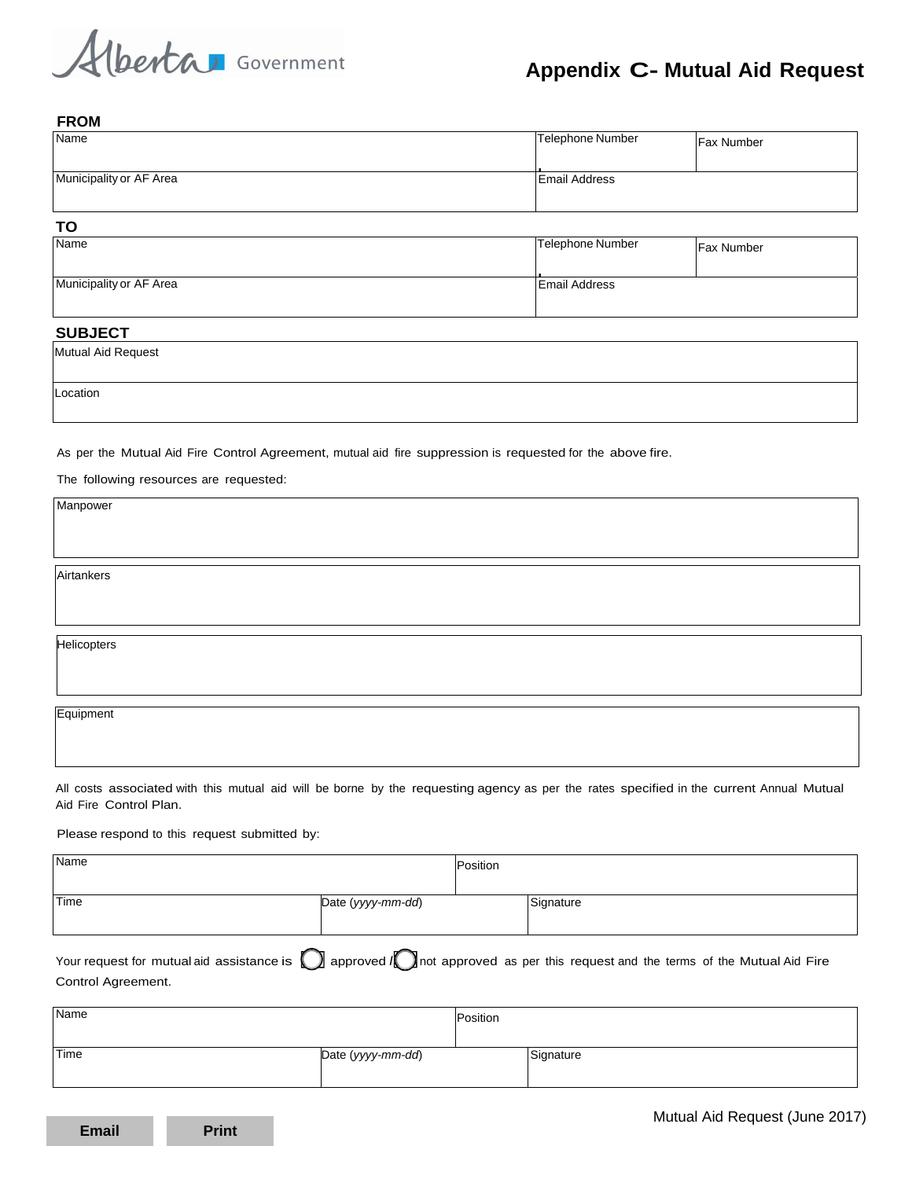Alberta Government

# Appendix C- Mutual Aid Request

## FROM

| Name | Telephone Number | Fax Number |
|---|---|---|
| Municipality or AF Area | Email Address | |

## TO

| Name | Telephone Number | Fax Number |
|---|---|---|
| Municipality or AF Area | Email Address | |

## SUBJECT

| |
|---|
| Mutual Aid Request |
| Location |

As per the Mutual Aid Fire Control Agreement, mutual aid fire suppression is requested for the above fire.

The following resources are requested:

| |
|---|
| Manpower |
| Airtankers |
| Helicopters |
| Equipment |

All costs associated with this mutual aid will be borne by the requesting agency as per the rates specified in the current Annual Mutual Aid Fire Control Plan.

Please respond to this request submitted by:

| Name | | Position |
|---|---|---|
| Time | Date (*yyyy-mm-dd*) | Signature |

Your request for mutual aid assistance is ◯ approved / ◯ not approved as per this request and the terms of the Mutual Aid Fire Control Agreement.

| Name | | Position |
|---|---|---|
| Time | Date (*yyyy-mm-dd*) | Signature |

Email Print

Mutual Aid Request (June 2017)